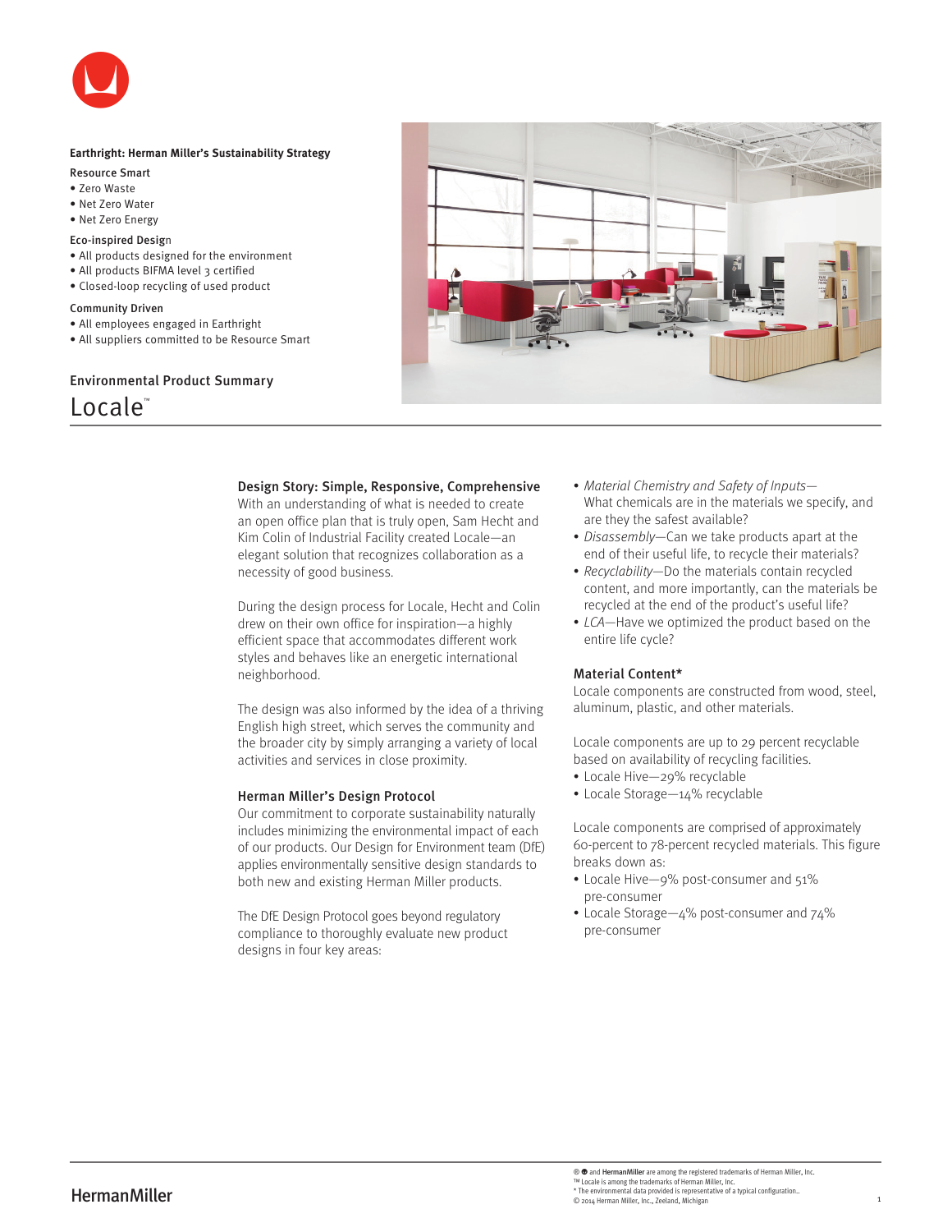**Earthright: Herman Miller's Sustainability Strategy**

Resource Smart
- Zero Waste
- Net Zero Water
- Net Zero Energy

Eco-inspired Design
- All products designed for the environment
- All products BIFMA level 3 certified
- Closed-loop recycling of used product

Community Driven
- All employees engaged in Earthright
- All suppliers committed to be Resource Smart

## Environmental Product Summary

# Locale™

### Design Story: Simple, Responsive, Comprehensive

With an understanding of what is needed to create an open office plan that is truly open, Sam Hecht and Kim Colin of Industrial Facility created Locale—an elegant solution that recognizes collaboration as a necessity of good business.

During the design process for Locale, Hecht and Colin drew on their own office for inspiration—a highly efficient space that accommodates different work styles and behaves like an energetic international neighborhood.

The design was also informed by the idea of a thriving English high street, which serves the community and the broader city by simply arranging a variety of local activities and services in close proximity.

### Herman Miller's Design Protocol

Our commitment to corporate sustainability naturally includes minimizing the environmental impact of each of our products. Our Design for Environment team (DfE) applies environmentally sensitive design standards to both new and existing Herman Miller products.

The DfE Design Protocol goes beyond regulatory compliance to thoroughly evaluate new product designs in four key areas:

- *Material Chemistry and Safety of Inputs*—What chemicals are in the materials we specify, and are they the safest available?
- *Disassembly*—Can we take products apart at the end of their useful life, to recycle their materials?
- *Recyclability*—Do the materials contain recycled content, and more importantly, can the materials be recycled at the end of the product's useful life?
- *LCA*—Have we optimized the product based on the entire life cycle?

### Material Content*

Locale components are constructed from wood, steel, aluminum, plastic, and other materials.

Locale components are up to 29 percent recyclable based on availability of recycling facilities.
- Locale Hive—29% recyclable
- Locale Storage—14% recyclable

Locale components are comprised of approximately 60-percent to 78-percent recycled materials. This figure breaks down as:
- Locale Hive—9% post-consumer and 51% pre-consumer
- Locale Storage—4% post-consumer and 74% pre-consumer

® and HermanMiller are among the registered trademarks of Herman Miller, Inc.
™ Locale is among the trademarks of Herman Miller, Inc.
* The environmental data provided is representative of a typical configuration..
© 2014 Herman Miller, Inc., Zeeland, Michigan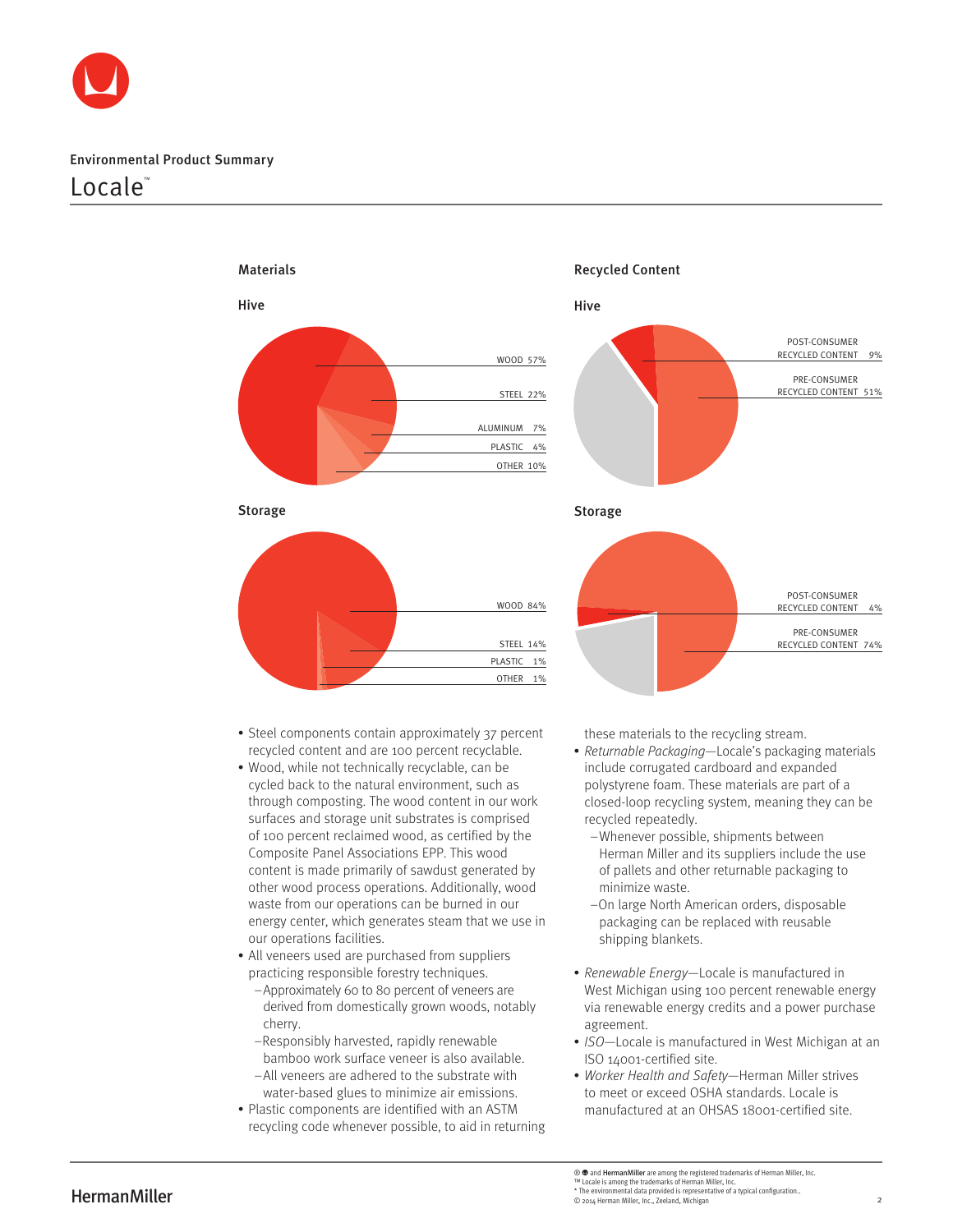Environmental Product Summary

# Locale™

## Materials

### Hive

| Material | % |
|---|---|
| WOOD | 57% |
| STEEL | 22% |
| ALUMINUM | 7% |
| PLASTIC | 4% |
| OTHER | 10% |

### Storage

| Material | % |
|---|---|
| WOOD | 84% |
| STEEL | 14% |
| PLASTIC | 1% |
| OTHER | 1% |

## Recycled Content

### Hive

| Content | % |
|---|---|
| POST-CONSUMER RECYCLED CONTENT | 9% |
| PRE-CONSUMER RECYCLED CONTENT | 51% |

### Storage

| Content | % |
|---|---|
| POST-CONSUMER RECYCLED CONTENT | 4% |
| PRE-CONSUMER RECYCLED CONTENT | 74% |

- Steel components contain approximately 37 percent recycled content and are 100 percent recyclable.
- Wood, while not technically recyclable, can be cycled back to the natural environment, such as through composting. The wood content in our work surfaces and storage unit substrates is comprised of 100 percent reclaimed wood, as certified by the Composite Panel Associations EPP. This wood content is made primarily of sawdust generated by other wood process operations. Additionally, wood waste from our operations can be burned in our energy center, which generates steam that we use in our operations facilities.
- All veneers used are purchased from suppliers practicing responsible forestry techniques.
  - Approximately 60 to 80 percent of veneers are derived from domestically grown woods, notably cherry.
  - Responsibly harvested, rapidly renewable bamboo work surface veneer is also available.
  - All veneers are adhered to the substrate with water-based glues to minimize air emissions.
- Plastic components are identified with an ASTM recycling code whenever possible, to aid in returning these materials to the recycling stream.
- *Returnable Packaging*—Locale's packaging materials include corrugated cardboard and expanded polystyrene foam. These materials are part of a closed-loop recycling system, meaning they can be recycled repeatedly.
  - Whenever possible, shipments between Herman Miller and its suppliers include the use of pallets and other returnable packaging to minimize waste.
  - On large North American orders, disposable packaging can be replaced with reusable shipping blankets.
- *Renewable Energy*—Locale is manufactured in West Michigan using 100 percent renewable energy via renewable energy credits and a power purchase agreement.
- *ISO*—Locale is manufactured in West Michigan at an ISO 14001-certified site.
- *Worker Health and Safety*—Herman Miller strives to meet or exceed OSHA standards. Locale is manufactured at an OHSAS 18001-certified site.

® and HermanMiller are among the registered trademarks of Herman Miller, Inc.
™ Locale is among the trademarks of Herman Miller, Inc.
* The environmental data provided is representative of a typical configuration..
© 2014 Herman Miller, Inc., Zeeland, Michigan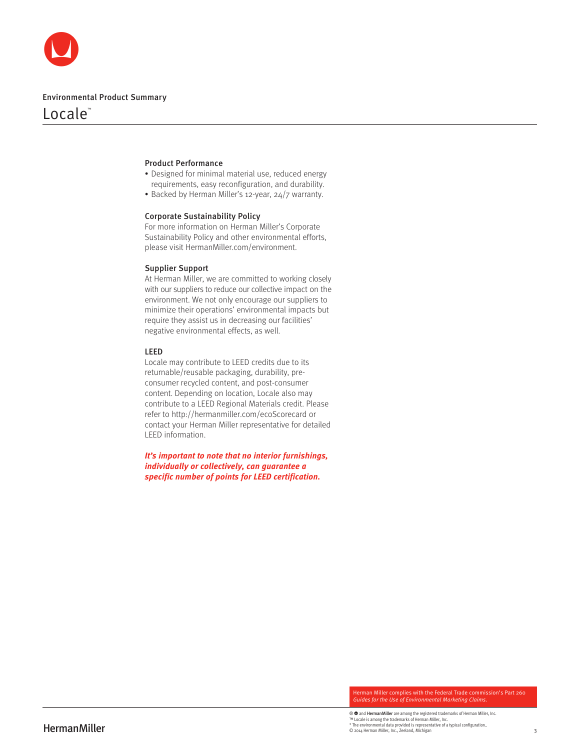Environmental Product Summary

# Locale™

### Product Performance

- Designed for minimal material use, reduced energy requirements, easy reconfiguration, and durability.
- Backed by Herman Miller's 12-year, 24/7 warranty.

### Corporate Sustainability Policy

For more information on Herman Miller's Corporate Sustainability Policy and other environmental efforts, please visit HermanMiller.com/environment.

### Supplier Support

At Herman Miller, we are committed to working closely with our suppliers to reduce our collective impact on the environment. We not only encourage our suppliers to minimize their operations' environmental impacts but require they assist us in decreasing our facilities' negative environmental effects, as well.

### LEED

Locale may contribute to LEED credits due to its returnable/reusable packaging, durability, pre-consumer recycled content, and post-consumer content. Depending on location, Locale also may contribute to a LEED Regional Materials credit. Please refer to http://hermanmiller.com/ecoScorecard or contact your Herman Miller representative for detailed LEED information.

***It's important to note that no interior furnishings, individually or collectively, can guarantee a specific number of points for LEED certification.***

Herman Miller complies with the Federal Trade commission's Part 260 *Guides for the Use of Environmental Marketing Claims.*

® and HermanMiller are among the registered trademarks of Herman Miller, Inc.
™ Locale is among the trademarks of Herman Miller, Inc.
* The environmental data provided is representative of a typical configuration..
© 2014 Herman Miller, Inc., Zeeland, Michigan

HermanMiller